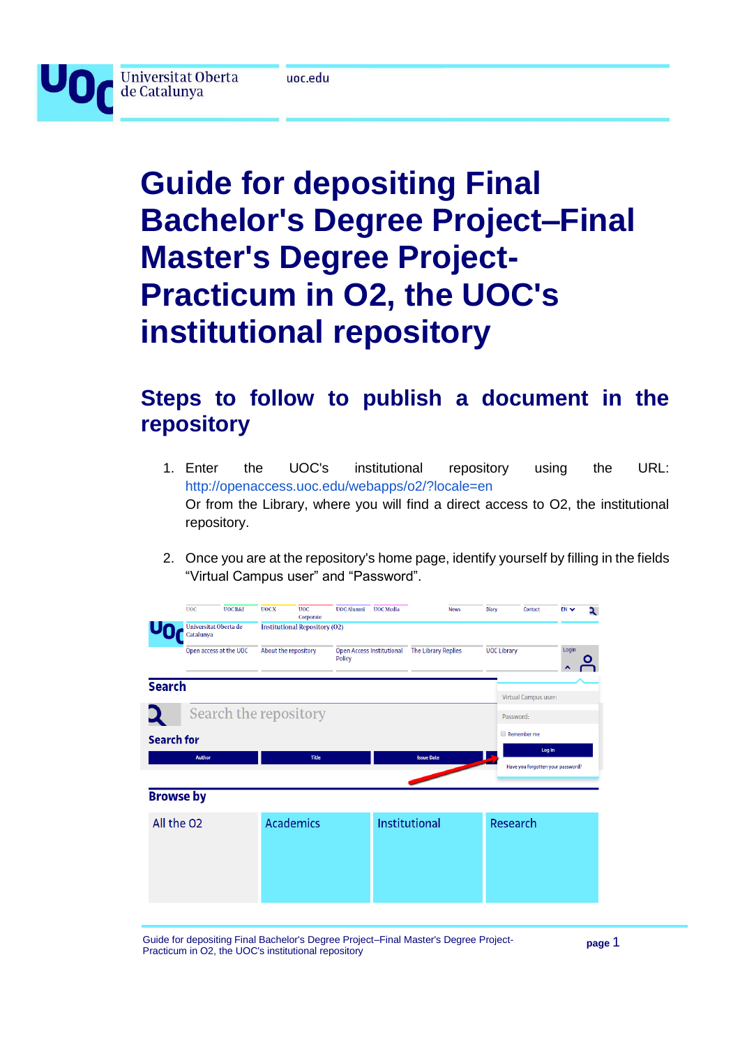# Guide for depositing Final Bachelor's Degree Project–Final Master's Degree Project-Practicum in O2, the UOC's institutional repository

## Steps to follow to publish a document in the repository

1. Enter the UOC's institutional repository using the URL: http://openaccess.uoc.edu/webapps/o2/?locale=en
   Or from the Library, where you will find a direct access to O2, the institutional repository.

2. Once you are at the repository's home page, identify yourself by filling in the fields "Virtual Campus user" and "Password".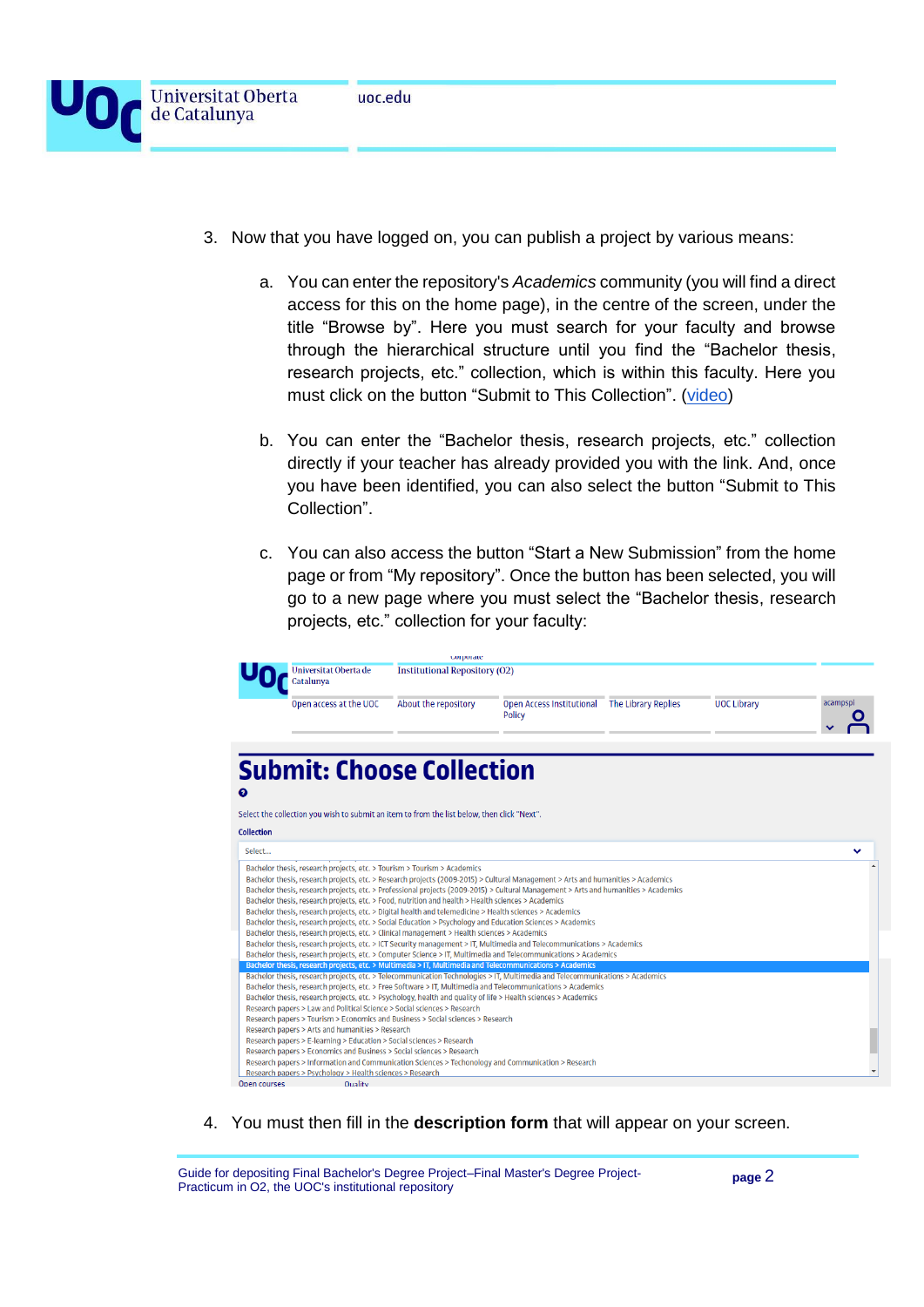3. Now that you have logged on, you can publish a project by various means:

    a. You can enter the repository's *Academics* community (you will find a direct access for this on the home page), in the centre of the screen, under the title "Browse by". Here you must search for your faculty and browse through the hierarchical structure until you find the "Bachelor thesis, research projects, etc." collection, which is within this faculty. Here you must click on the button "Submit to This Collection". (video)

    b. You can enter the "Bachelor thesis, research projects, etc." collection directly if your teacher has already provided you with the link. And, once you have been identified, you can also select the button "Submit to This Collection".

    c. You can also access the button "Start a New Submission" from the home page or from "My repository". Once the button has been selected, you will go to a new page where you must select the "Bachelor thesis, research projects, etc." collection for your faculty:

4. You must then fill in the **description form** that will appear on your screen.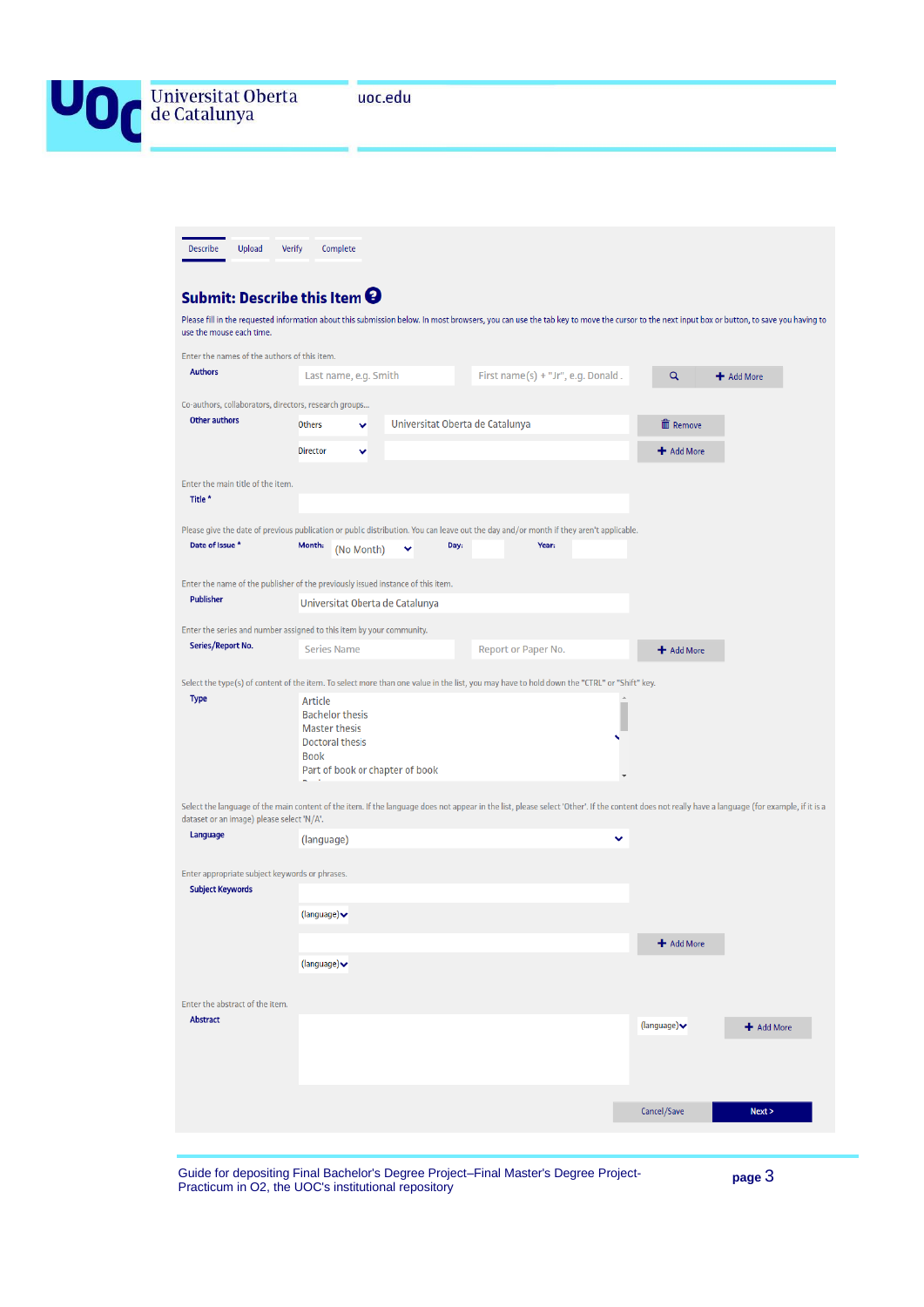Describe | Upload | Verify | Complete

## Submit: Describe this Item

Please fill in the requested information about this submission below. In most browsers, you can use the tab key to move the cursor to the next input box or button, to save you having to use the mouse each time.

Enter the names of the authors of this item.

**Authors** Last name, e.g. Smith | First name(s) + "Jr", e.g. Donald | Add More

Co-authors, collaborators, directors, research groups...

**Other authors** Others | Universitat Oberta de Catalunya | Remove

Director | Add More

Enter the main title of the item.

**Title \***

Please give the date of previous publication or public distribution. You can leave out the day and/or month if they aren't applicable.

**Date of Issue \*** Month: (No Month) Day: Year:

Enter the name of the publisher of the previously issued instance of this item.

**Publisher** Universitat Oberta de Catalunya

Enter the series and number assigned to this item by your community.

**Series/Report No.** Series Name | Report or Paper No. | Add More

Select the type(s) of content of the item. To select more than one value in the list, you may have to hold down the "CTRL" or "Shift" key.

**Type**
- Article
- Bachelor thesis
- Master thesis
- Doctoral thesis
- Book
- Part of book or chapter of book

Select the language of the main content of the item. If the language does not appear in the list, please select 'Other'. If the content does not really have a language (for example, if it is a dataset or an image) please select 'N/A'.

**Language** (language)

Enter appropriate subject keywords or phrases.

**Subject Keywords**

(language)

Add More

(language)

Enter the abstract of the item.

**Abstract** (language) | Add More

Cancel/Save | Next >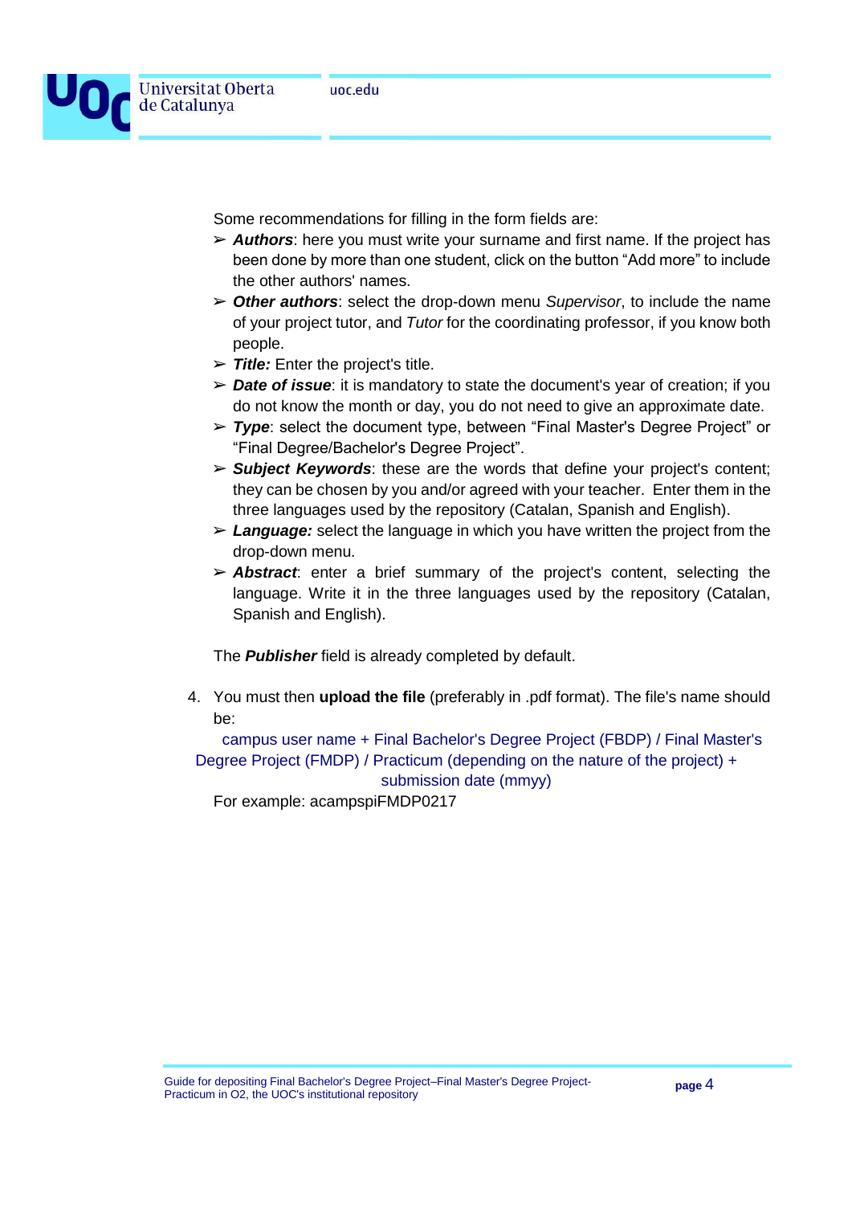Some recommendations for filling in the form fields are:

- ***Authors***: here you must write your surname and first name. If the project has been done by more than one student, click on the button "Add more" to include the other authors' names.
- ***Other authors***: select the drop-down menu *Supervisor*, to include the name of your project tutor, and *Tutor* for the coordinating professor, if you know both people.
- ***Title:*** Enter the project's title.
- ***Date of issue***: it is mandatory to state the document's year of creation; if you do not know the month or day, you do not need to give an approximate date.
- ***Type***: select the document type, between "Final Master's Degree Project" or "Final Degree/Bachelor's Degree Project".
- ***Subject Keywords***: these are the words that define your project's content; they can be chosen by you and/or agreed with your teacher. Enter them in the three languages used by the repository (Catalan, Spanish and English).
- ***Language:*** select the language in which you have written the project from the drop-down menu.
- ***Abstract***: enter a brief summary of the project's content, selecting the language. Write it in the three languages used by the repository (Catalan, Spanish and English).

The ***Publisher*** field is already completed by default.

4. You must then **upload the file** (preferably in .pdf format). The file's name should be:

   campus user name + Final Bachelor's Degree Project (FBDP) / Final Master's Degree Project (FMDP) / Practicum (depending on the nature of the project) + submission date (mmyy)

   For example: acampspiFMDP0217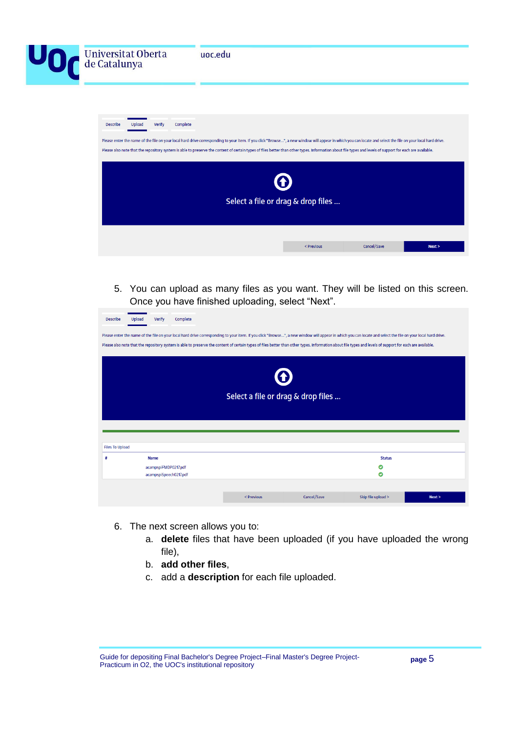Describe | Upload | Verify | Complete

Please enter the name of the file on your local hard drive corresponding to your item. If you click "Browse...", a new window will appear in which you can locate and select the file on your local hard drive.

Please also note that the repository system is able to preserve the content of certain types of files better than other types. Information about file types and levels of support for each are available.

Select a file or drag & drop files ...

< Previous | Cancel/Save | Next >

5. You can upload as many files as you want. They will be listed on this screen. Once you have finished uploading, select "Next".

Describe | Upload | Verify | Complete

Please enter the name of the file on your local hard drive corresponding to your item. If you click "Browse...", a new window will appear in which you can locate and select the file on your local hard drive.

Please also note that the repository system is able to preserve the content of certain types of files better than other types. Information about file types and levels of support for each are available.

Select a file or drag & drop files ...

Files To Upload

| # | Name | Status |
|---|---|---|
| | acampspiFMDP0217.pdf | ✓ |
| | acampspiSpeech0217.pdf | ✓ |

< Previous | Cancel/Save | Skip file upload > | Next >

6. The next screen allows you to:
   a. **delete** files that have been uploaded (if you have uploaded the wrong file),
   b. **add other files**,
   c. add a **description** for each file uploaded.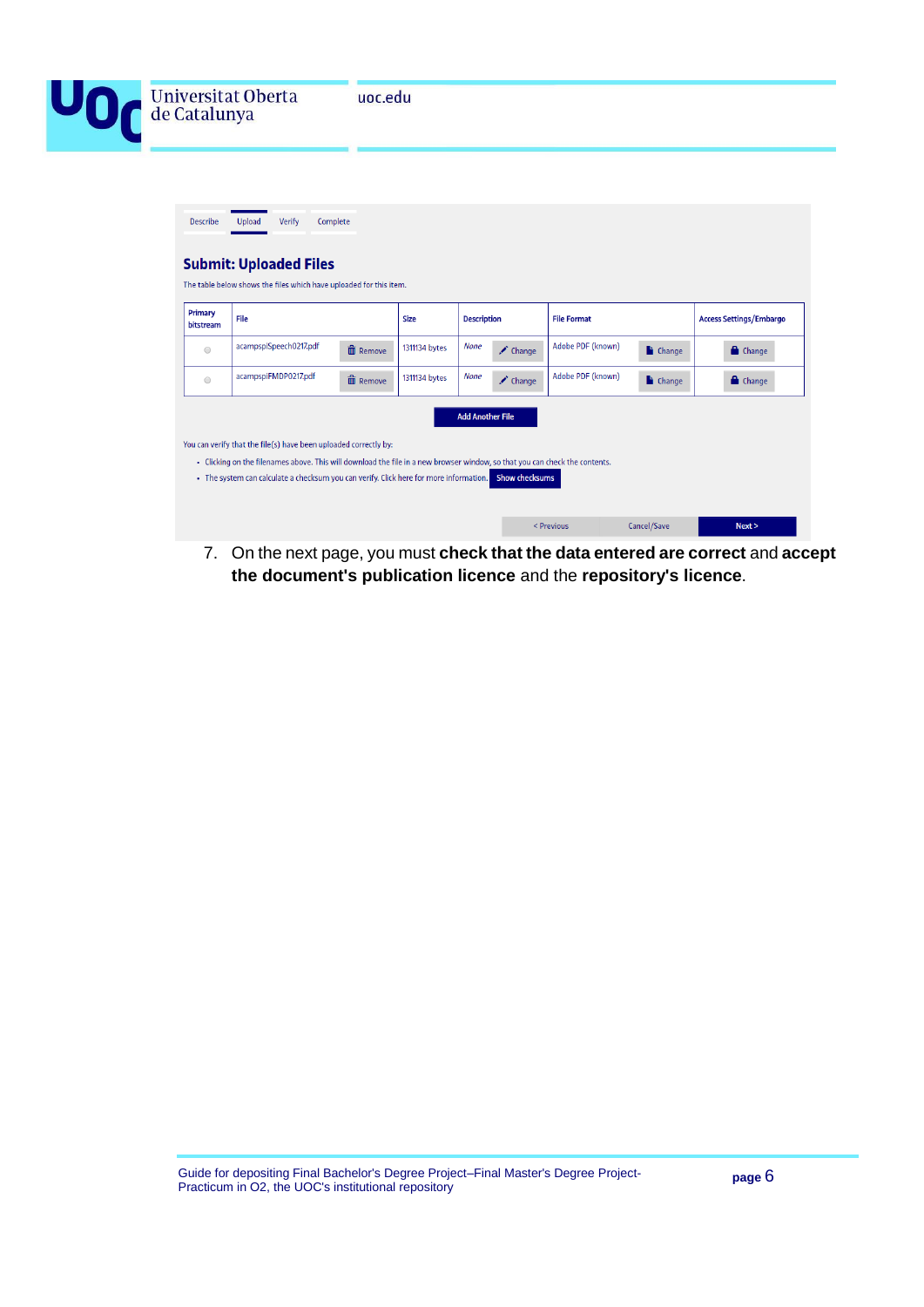Describe | Upload | Verify | Complete

## Submit: Uploaded Files

The table below shows the files which have uploaded for this item.

| Primary bitstream | File | Size | Description | File Format | Access Settings/Embargo |
|---|---|---|---|---|---|
| ○ | acampspiSpeech0217.pdf Remove | 1311134 bytes | None Change | Adobe PDF (known) Change | Change |
| ○ | acampspiFMDP0217.pdf Remove | 1311134 bytes | None Change | Adobe PDF (known) Change | Change |

Add Another File

You can verify that the file(s) have been uploaded correctly by:

- Clicking on the filenames above. This will download the file in a new browser window, so that you can check the contents.
- The system can calculate a checksum you can verify. Click here for more information. Show checksums

< Previous | Cancel/Save | Next >

7. On the next page, you must **check that the data entered are correct** and **accept the document's publication licence** and the **repository's licence**.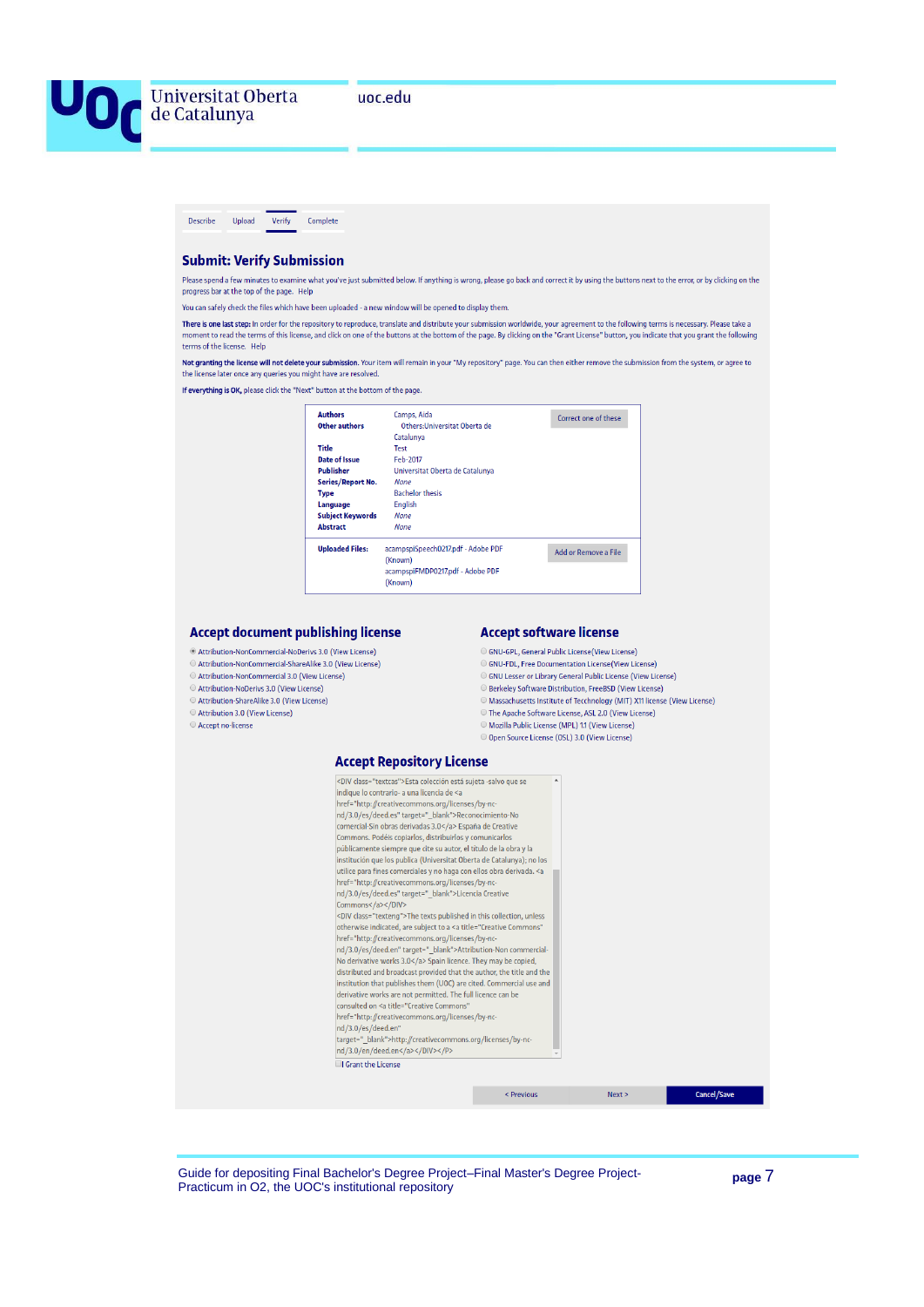Describe | Upload | Verify | Complete

## Submit: Verify Submission

Please spend a few minutes to examine what you've just submitted below. If anything is wrong, please go back and correct it by using the buttons next to the error, or by clicking on the progress bar at the top of the page. Help

You can safely check the files which have been uploaded - a new window will be opened to display them.

**There is one last step:** In order for the repository to reproduce, translate and distribute your submission worldwide, your agreement to the following terms is necessary. Please take a moment to read the terms of this license, and click on one of the buttons at the bottom of the page. By clicking on the "Grant License" button, you indicate that you grant the following terms of the license. Help

**Not granting the license will not delete your submission.** Your item will remain in your "My repository" page. You can then either remove the submission from the system, or agree to the license later once any queries you might have are resolved.

**If everything is OK,** please click the "Next" button at the bottom of the page.

| | | |
|---|---|---|
| **Authors** | Camps, Aida | Correct one of these |
| **Other authors** | Others-Universitat Oberta de Catalunya | |
| **Title** | Test | |
| **Date of Issue** | Feb-2017 | |
| **Publisher** | Universitat Oberta de Catalunya | |
| **Series/Report No.** | *None* | |
| **Type** | Bachelor thesis | |
| **Language** | English | |
| **Subject Keywords** | *None* | |
| **Abstract** | *None* | |
| **Uploaded Files:** | acampspiSpeech0217.pdf - Adobe PDF (Known)<br>acampspiFMDP0217.pdf - Adobe PDF (Known) | Add or Remove a File |

### Accept document publishing license

- Attribution-NonCommercial-NoDerivs 3.0 (View License)
- Attribution-NonCommercial-ShareAlike 3.0 (View License)
- Attribution-NonCommercial 3.0 (View License)
- Attribution-NoDerivs 3.0 (View License)
- Attribution-ShareAlike 3.0 (View License)
- Attribution 3.0 (View License)
- Accept no-license

### Accept software license

- GNU-GPL, General Public License(View License)
- GNU-FDL, Free Documentation License(View License)
- GNU Lesser or Library General Public License (View License)
- Berkeley Software Distribution, FreeBSD (View License)
- Massachusetts Institute of Tecchnology (MIT) X11 license (View License)
- The Apache Software License, ASL 2.0 (View License)
- Mozilla Public License (MPL) 1.1 (View License)
- Open Source License (OSL) 3.0 (View License)

### Accept Repository License

```
<DIV class="textcas">Esta colección está sujeta -salvo que se indique lo contrario- a una licencia de <a href="http://creativecommons.org/licenses/by-nc-nd/3.0/es/deed.es" target="_blank">Reconocimiento-No comercial-Sin obras derivadas 3.0</a> España de Creative Commons. Podéis copiarlos, distribuirlos y comunicarlos públicamente siempre que cite su autor, el título de la obra y la institución que los publica (Universitat Oberta de Catalunya); no los utilice para fines comerciales y no haga con ellos obra derivada. <a href="http://creativecommons.org/licenses/by-nc-nd/3.0/es/deed.es" target="_blank">Licencia Creative Commons</a></DIV>
<DIV class="texteng">The texts published in this collection, unless otherwise indicated, are subject to a <a title="Creative Commons" href="http://creativecommons.org/licenses/by-nc-nd/3.0/es/deed.en" target="_blank">Attribution-Non commercial-No derivative works 3.0</a> Spain licence. They may be copied, distributed and broadcast provided that the author, the title and the institution that publishes them (UOC) are cited. Commercial use and derivative works are not permitted. The full licence can be consulted on <a title="Creative Commons" href="http://creativecommons.org/licenses/by-nc-nd/3.0/es/deed.en" target="_blank">http://creativecommons.org/licenses/by-nc-nd/3.0/en/deed.en</a></DIV></P>
```

☐ I Grant the License

< Previous | Next > | Cancel/Save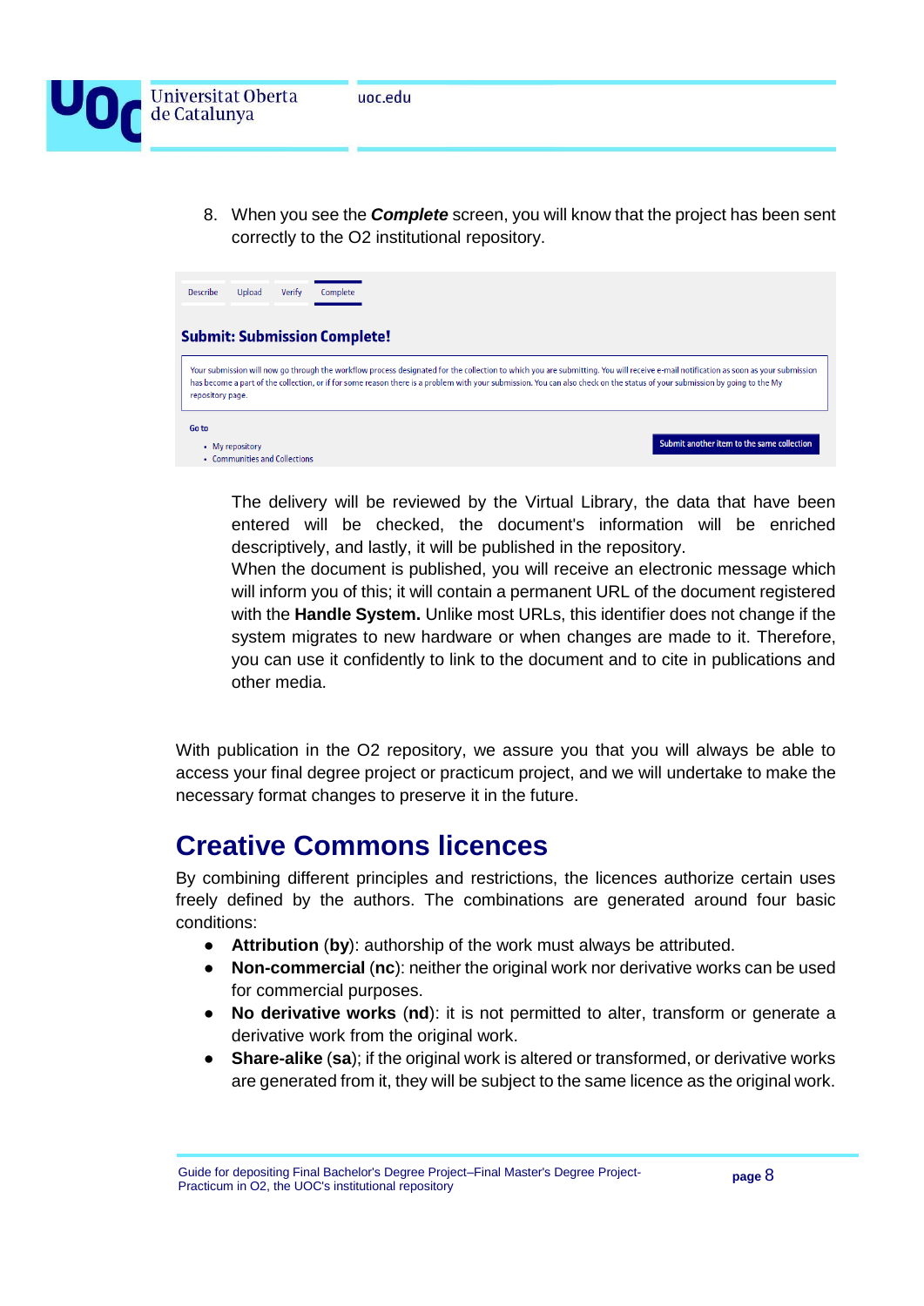8. When you see the ***Complete*** screen, you will know that the project has been sent correctly to the O2 institutional repository.

Describe Upload Verify Complete

**Submit: Submission Complete!**

Your submission will now go through the workflow process designated for the collection to which you are submitting. You will receive e-mail notification as soon as your submission has become a part of the collection, or if for some reason there is a problem with your submission. You can also check on the status of your submission by going to the My repository page.

Go to

- My repository
- Communities and Collections

Submit another item to the same collection

The delivery will be reviewed by the Virtual Library, the data that have been entered will be checked, the document's information will be enriched descriptively, and lastly, it will be published in the repository.

When the document is published, you will receive an electronic message which will inform you of this; it will contain a permanent URL of the document registered with the **Handle System.** Unlike most URLs, this identifier does not change if the system migrates to new hardware or when changes are made to it. Therefore, you can use it confidently to link to the document and to cite in publications and other media.

With publication in the O2 repository, we assure you that you will always be able to access your final degree project or practicum project, and we will undertake to make the necessary format changes to preserve it in the future.

# Creative Commons licences

By combining different principles and restrictions, the licences authorize certain uses freely defined by the authors. The combinations are generated around four basic conditions:

- **Attribution** (**by**): authorship of the work must always be attributed.
- **Non-commercial** (**nc**): neither the original work nor derivative works can be used for commercial purposes.
- **No derivative works** (**nd**): it is not permitted to alter, transform or generate a derivative work from the original work.
- **Share-alike** (**sa**); if the original work is altered or transformed, or derivative works are generated from it, they will be subject to the same licence as the original work.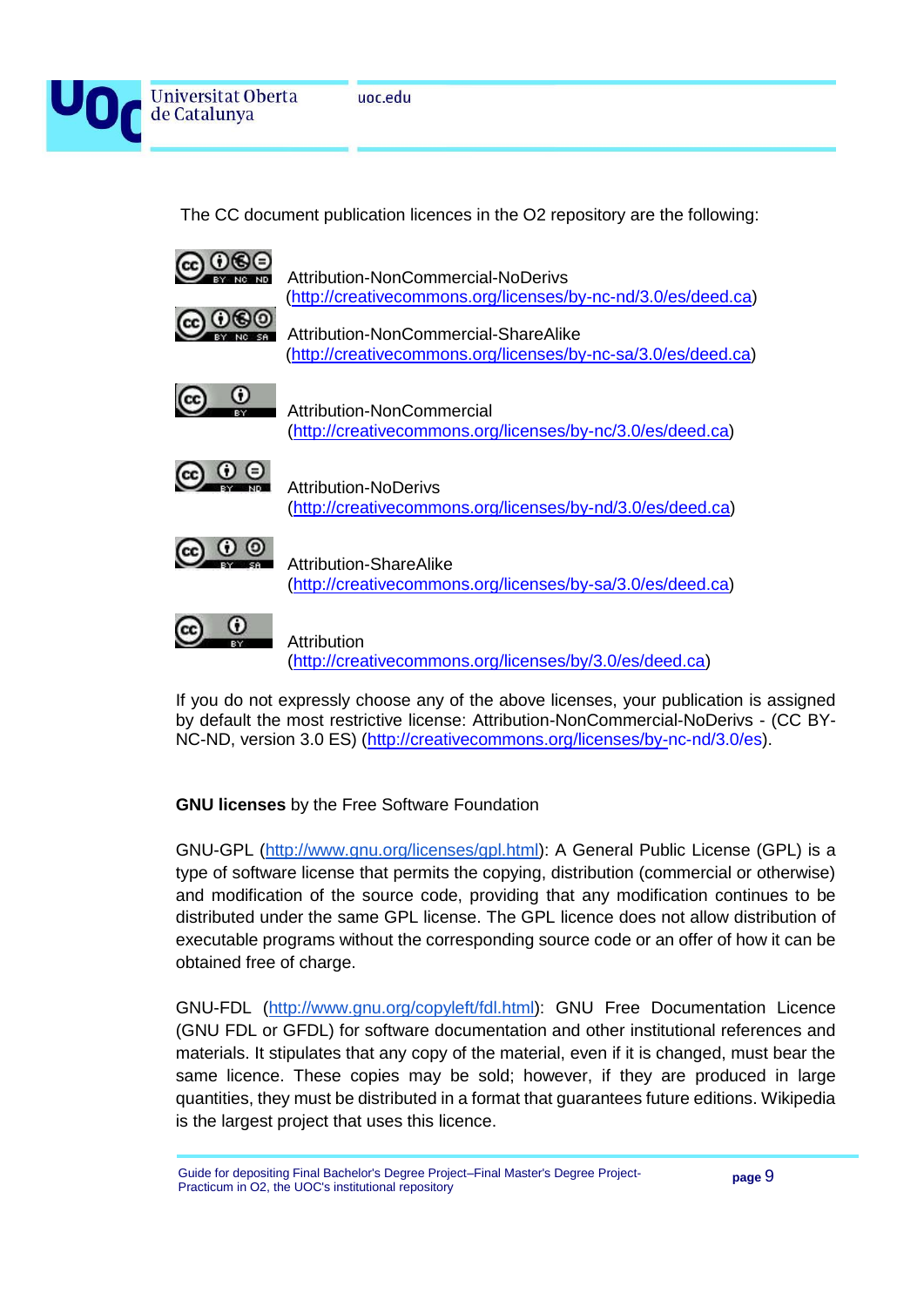The CC document publication licences in the O2 repository are the following:

Attribution-NonCommercial-NoDerivs
(http://creativecommons.org/licenses/by-nc-nd/3.0/es/deed.ca)

Attribution-NonCommercial-ShareAlike
(http://creativecommons.org/licenses/by-nc-sa/3.0/es/deed.ca)

Attribution-NonCommercial
(http://creativecommons.org/licenses/by-nc/3.0/es/deed.ca)

Attribution-NoDerivs
(http://creativecommons.org/licenses/by-nd/3.0/es/deed.ca)

Attribution-ShareAlike
(http://creativecommons.org/licenses/by-sa/3.0/es/deed.ca)

Attribution
(http://creativecommons.org/licenses/by/3.0/es/deed.ca)

If you do not expressly choose any of the above licenses, your publication is assigned by default the most restrictive license: Attribution-NonCommercial-NoDerivs - (CC BY-NC-ND, version 3.0 ES) (http://creativecommons.org/licenses/by-nc-nd/3.0/es).

**GNU licenses** by the Free Software Foundation

GNU-GPL (http://www.gnu.org/licenses/gpl.html): A General Public License (GPL) is a type of software license that permits the copying, distribution (commercial or otherwise) and modification of the source code, providing that any modification continues to be distributed under the same GPL license. The GPL licence does not allow distribution of executable programs without the corresponding source code or an offer of how it can be obtained free of charge.

GNU-FDL (http://www.gnu.org/copyleft/fdl.html): GNU Free Documentation Licence (GNU FDL or GFDL) for software documentation and other institutional references and materials. It stipulates that any copy of the material, even if it is changed, must bear the same licence. These copies may be sold; however, if they are produced in large quantities, they must be distributed in a format that guarantees future editions. Wikipedia is the largest project that uses this licence.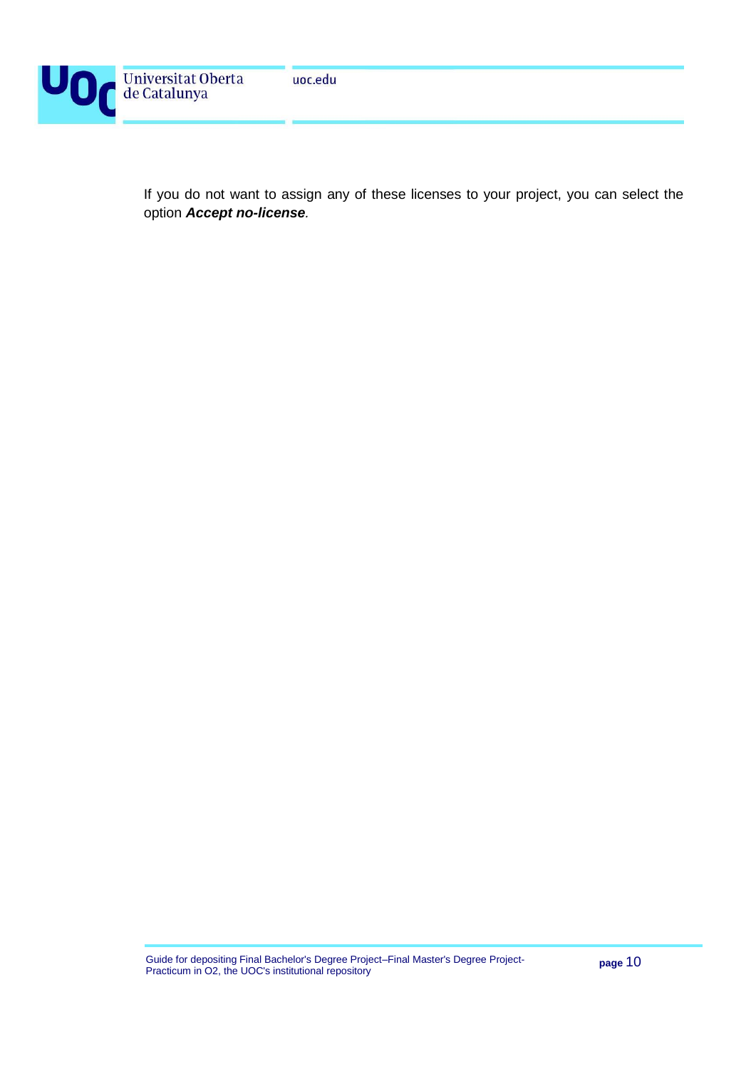If you do not want to assign any of these licenses to your project, you can select the option ***Accept no-license***.